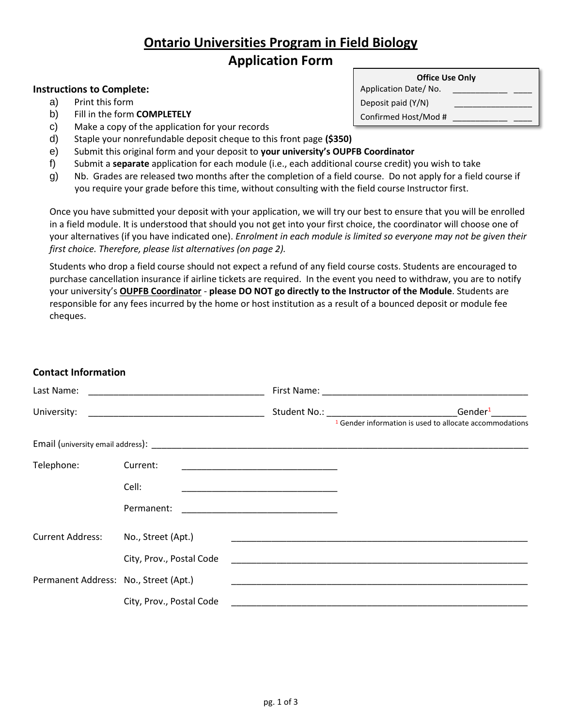# Ontario Universities Program in Field Biology

## Application Form

| Office Use Only | |
|---|---|
| Application Date/ No. | ____________ ____ |
| Deposit paid (Y/N) | ________________ |
| Confirmed Host/Mod # | ____________ ____ |

**Instructions to Complete:**

a) Print this form
b) Fill in the form **COMPLETELY**
c) Make a copy of the application for your records
d) Staple your nonrefundable deposit cheque to this front page **($350)**
e) Submit this original form and your deposit to **your university's OUPFB Coordinator**
f) Submit a **separate** application for each module (i.e., each additional course credit) you wish to take
g) Nb. Grades are released two months after the completion of a field course. Do not apply for a field course if you require your grade before this time, without consulting with the field course Instructor first.

Once you have submitted your deposit with your application, we will try our best to ensure that you will be enrolled in a field module. It is understood that should you not get into your first choice, the coordinator will choose one of your alternatives (if you have indicated one). *Enrolment in each module is limited so everyone may not be given their first choice. Therefore, please list alternatives (on page 2).*

Students who drop a field course should not expect a refund of any field course costs. Students are encouraged to purchase cancellation insurance if airline tickets are required. In the event you need to withdraw, you are to notify your university's **OUPFB Coordinator** - **please DO NOT go directly to the Instructor of the Module**. Students are responsible for any fees incurred by the home or host institution as a result of a bounced deposit or module fee cheques.

**Contact Information**

Last Name: ___________________________________ First Name: __________________________________________

University: ___________________________________ Student No.: __________________________ Gender[1] _______

[1] Gender information is used to allocate accommodations

Email (university email address): ______________________________________________________________________________

Telephone: Current: ______________________________

Cell: ______________________________

Permanent: ______________________________

Current Address: No., Street (Apt.) ____________________________________________________________

City, Prov., Postal Code ____________________________________________________________

Permanent Address: No., Street (Apt.) ____________________________________________________________

City, Prov., Postal Code ____________________________________________________________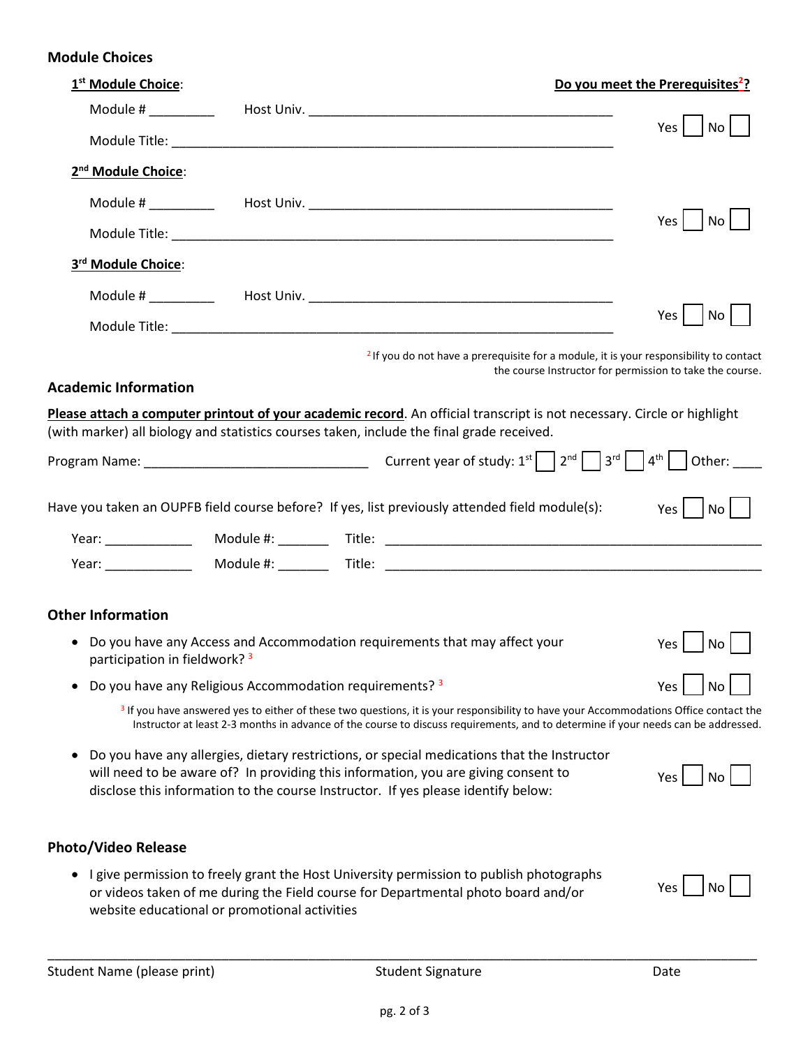## Module Choices

**1st Module Choice**: **Do you meet the Prerequisites[2]?**

Module # _________ Host Univ. ____________________________________________

Module Title: _______________________________________________________________ Yes ☐ No ☐

**2nd Module Choice**:

Module # _________ Host Univ. ____________________________________________

Module Title: _______________________________________________________________ Yes ☐ No ☐

**3rd Module Choice**:

Module # _________ Host Univ. ____________________________________________

Module Title: _______________________________________________________________ Yes ☐ No ☐

[2] If you do not have a prerequisite for a module, it is your responsibility to contact the course Instructor for permission to take the course.

## Academic Information

**Please attach a computer printout of your academic record**. An official transcript is not necessary. Circle or highlight (with marker) all biology and statistics courses taken, include the final grade received.

Program Name: _______________________________ Current year of study: 1st ☐ 2nd ☐ 3rd ☐ 4th ☐ Other: ____

Have you taken an OUPFB field course before? If yes, list previously attended field module(s): Yes ☐ No ☐

Year: ____________ Module #: _______ Title: ____________________________________________________

Year: ____________ Module #: _______ Title: ____________________________________________________

## Other Information

- Do you have any Access and Accommodation requirements that may affect your participation in fieldwork? [3] Yes ☐ No ☐
- Do you have any Religious Accommodation requirements? [3] Yes ☐ No ☐

[3] If you have answered yes to either of these two questions, it is your responsibility to have your Accommodations Office contact the Instructor at least 2-3 months in advance of the course to discuss requirements, and to determine if your needs can be addressed.

- Do you have any allergies, dietary restrictions, or special medications that the Instructor will need to be aware of? In providing this information, you are giving consent to disclose this information to the course Instructor. If yes please identify below: Yes ☐ No ☐

## Photo/Video Release

- I give permission to freely grant the Host University permission to publish photographs or videos taken of me during the Field course for Departmental photo board and/or website educational or promotional activities Yes ☐ No ☐

_____________________________________________________________________________________________

Student Name (please print) Student Signature Date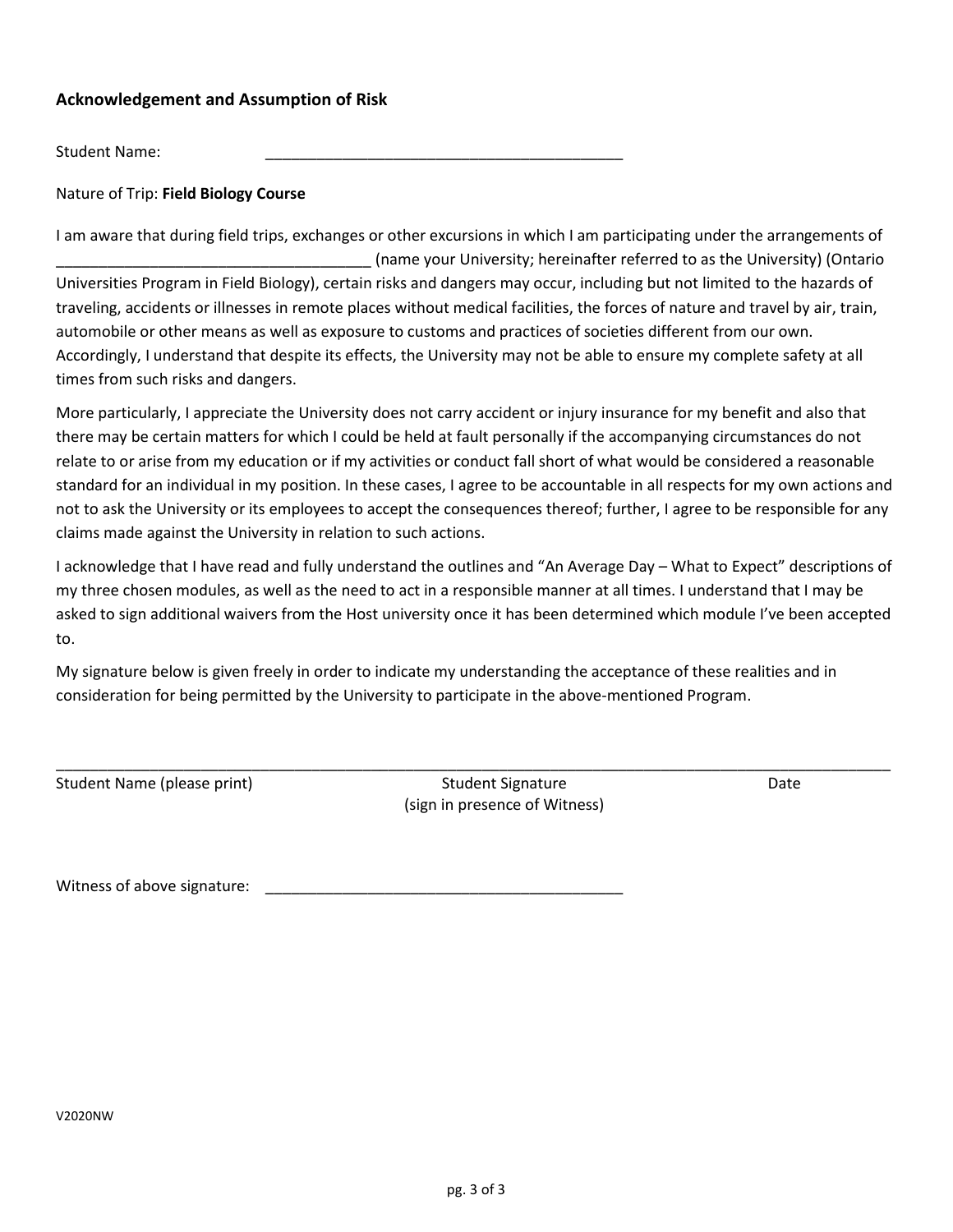## Acknowledgement and Assumption of Risk

Student Name: ___________________________________________

Nature of Trip: **Field Biology Course**

I am aware that during field trips, exchanges or other excursions in which I am participating under the arrangements of ____________________________________ (name your University; hereinafter referred to as the University) (Ontario Universities Program in Field Biology), certain risks and dangers may occur, including but not limited to the hazards of traveling, accidents or illnesses in remote places without medical facilities, the forces of nature and travel by air, train, automobile or other means as well as exposure to customs and practices of societies different from our own. Accordingly, I understand that despite its effects, the University may not be able to ensure my complete safety at all times from such risks and dangers.

More particularly, I appreciate the University does not carry accident or injury insurance for my benefit and also that there may be certain matters for which I could be held at fault personally if the accompanying circumstances do not relate to or arise from my education or if my activities or conduct fall short of what would be considered a reasonable standard for an individual in my position. In these cases, I agree to be accountable in all respects for my own actions and not to ask the University or its employees to accept the consequences thereof; further, I agree to be responsible for any claims made against the University in relation to such actions.

I acknowledge that I have read and fully understand the outlines and "An Average Day – What to Expect" descriptions of my three chosen modules, as well as the need to act in a responsible manner at all times. I understand that I may be asked to sign additional waivers from the Host university once it has been determined which module I've been accepted to.

My signature below is given freely in order to indicate my understanding the acceptance of these realities and in consideration for being permitted by the University to participate in the above-mentioned Program.

_____________________________________________________________________________________________

Student Name (please print) | Student Signature (sign in presence of Witness) | Date

Witness of above signature: ___________________________________________

V2020NW